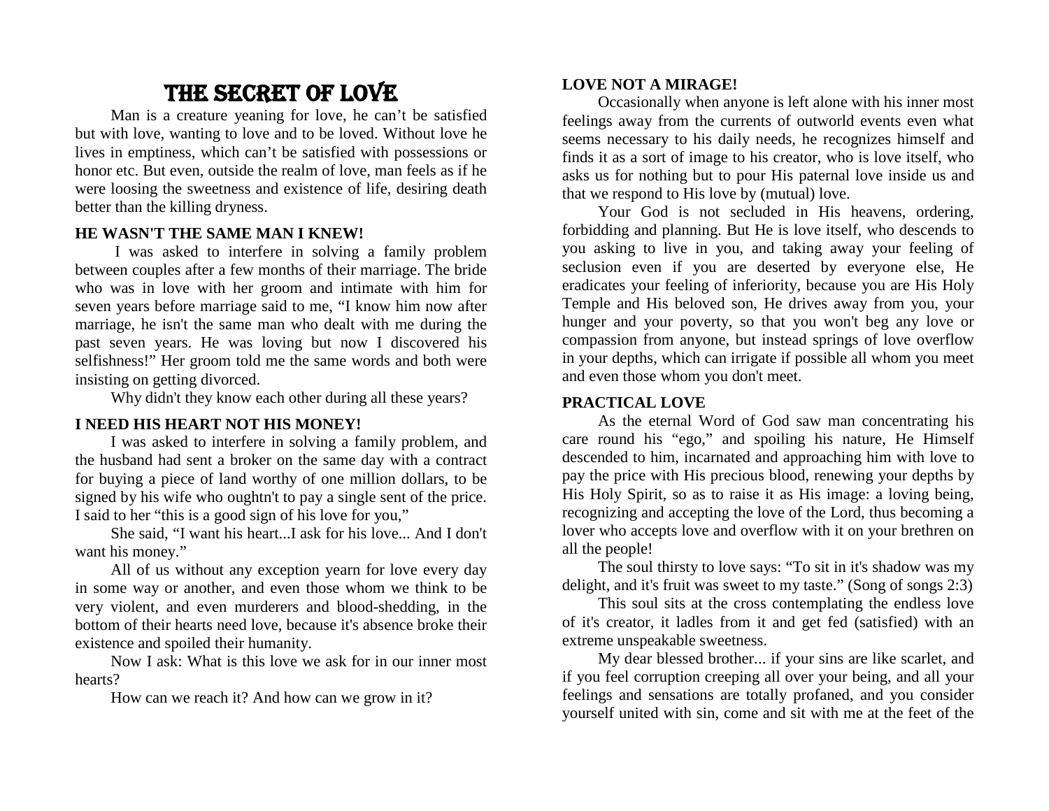# THE SECRET OF LOVE

Man is a creature yeaning for love, he can't be satisfied but with love, wanting to love and to be loved. Without love he lives in emptiness, which can't be satisfied with possessions or honor etc. But even, outside the realm of love, man feels as if he were loosing the sweetness and existence of life, desiring death better than the killing dryness.

### HE WASN'T THE SAME MAN I KNEW!

I was asked to interfere in solving a family problem between couples after a few months of their marriage. The bride who was in love with her groom and intimate with him for seven years before marriage said to me, "I know him now after marriage, he isn't the same man who dealt with me during the past seven years. He was loving but now I discovered his selfishness!" Her groom told me the same words and both were insisting on getting divorced.

Why didn't they know each other during all these years?

### I NEED HIS HEART NOT HIS MONEY!

I was asked to interfere in solving a family problem, and the husband had sent a broker on the same day with a contract for buying a piece of land worthy of one million dollars, to be signed by his wife who oughtn't to pay a single sent of the price. I said to her "this is a good sign of his love for you,"

She said, "I want his heart...I ask for his love... And I don't want his money."

All of us without any exception yearn for love every day in some way or another, and even those whom we think to be very violent, and even murderers and blood-shedding, in the bottom of their hearts need love, because it's absence broke their existence and spoiled their humanity.

Now I ask: What is this love we ask for in our inner most hearts?

How can we reach it? And how can we grow in it?

### LOVE NOT A MIRAGE!

Occasionally when anyone is left alone with his inner most feelings away from the currents of outworld events even what seems necessary to his daily needs, he recognizes himself and finds it as a sort of image to his creator, who is love itself, who asks us for nothing but to pour His paternal love inside us and that we respond to His love by (mutual) love.

Your God is not secluded in His heavens, ordering, forbidding and planning. But He is love itself, who descends to you asking to live in you, and taking away your feeling of seclusion even if you are deserted by everyone else, He eradicates your feeling of inferiority, because you are His Holy Temple and His beloved son, He drives away from you, your hunger and your poverty, so that you won't beg any love or compassion from anyone, but instead springs of love overflow in your depths, which can irrigate if possible all whom you meet and even those whom you don't meet.

### PRACTICAL LOVE

As the eternal Word of God saw man concentrating his care round his "ego," and spoiling his nature, He Himself descended to him, incarnated and approaching him with love to pay the price with His precious blood, renewing your depths by His Holy Spirit, so as to raise it as His image: a loving being, recognizing and accepting the love of the Lord, thus becoming a lover who accepts love and overflow with it on your brethren on all the people!

The soul thirsty to love says: "To sit in it's shadow was my delight, and it's fruit was sweet to my taste." (Song of songs 2:3)

This soul sits at the cross contemplating the endless love of it's creator, it ladles from it and get fed (satisfied) with an extreme unspeakable sweetness.

My dear blessed brother... if your sins are like scarlet, and if you feel corruption creeping all over your being, and all your feelings and sensations are totally profaned, and you consider yourself united with sin, come and sit with me at the feet of the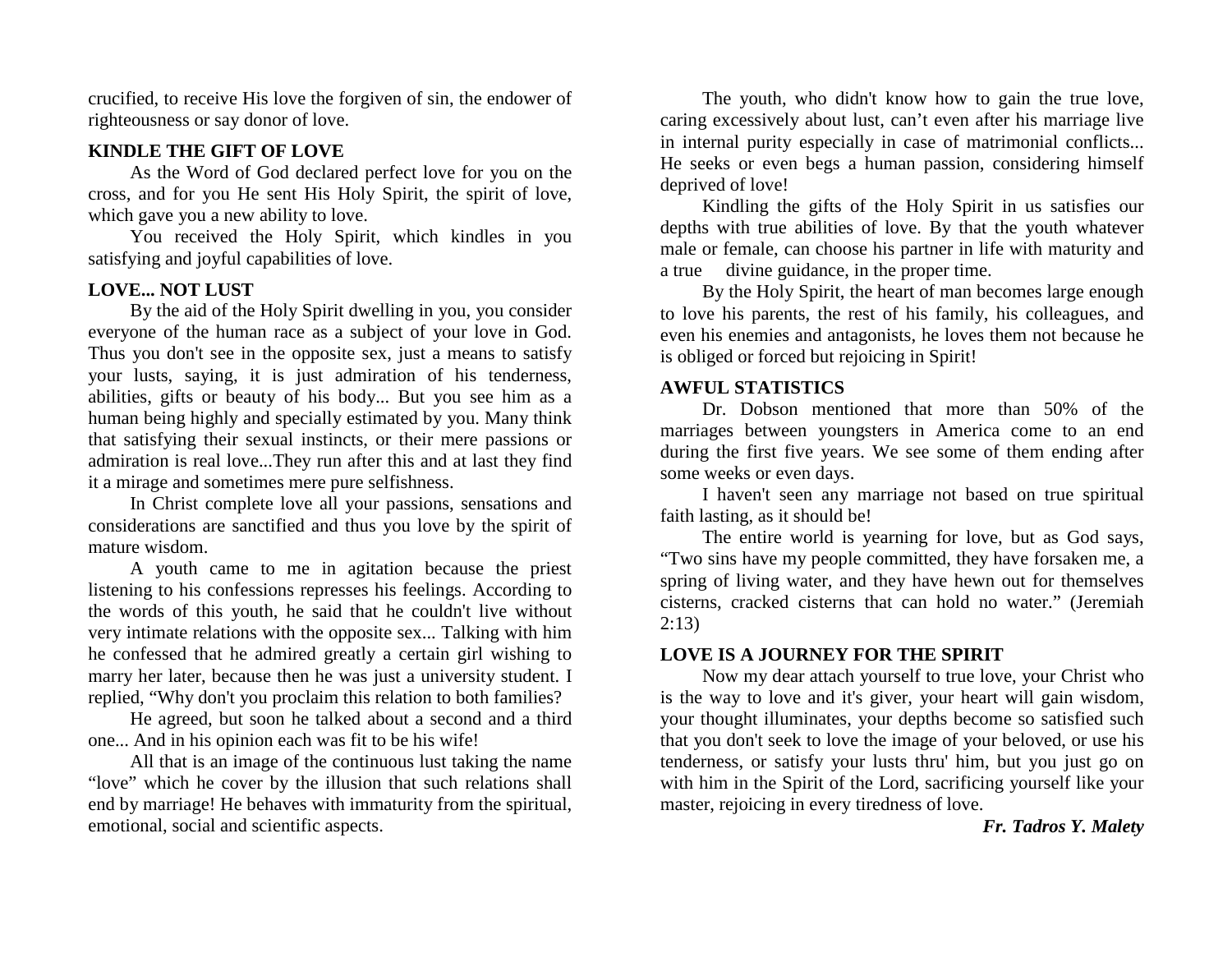crucified, to receive His love the forgiven of sin, the endower of righteousness or say donor of love.

**KINDLE THE GIFT OF LOVE**

As the Word of God declared perfect love for you on the cross, and for you He sent His Holy Spirit, the spirit of love, which gave you a new ability to love.

You received the Holy Spirit, which kindles in you satisfying and joyful capabilities of love.

**LOVE... NOT LUST**

By the aid of the Holy Spirit dwelling in you, you consider everyone of the human race as a subject of your love in God. Thus you don't see in the opposite sex, just a means to satisfy your lusts, saying, it is just admiration of his tenderness, abilities, gifts or beauty of his body... But you see him as a human being highly and specially estimated by you. Many think that satisfying their sexual instincts, or their mere passions or admiration is real love...They run after this and at last they find it a mirage and sometimes mere pure selfishness.

In Christ complete love all your passions, sensations and considerations are sanctified and thus you love by the spirit of mature wisdom.

A youth came to me in agitation because the priest listening to his confessions represses his feelings. According to the words of this youth, he said that he couldn't live without very intimate relations with the opposite sex... Talking with him he confessed that he admired greatly a certain girl wishing to marry her later, because then he was just a university student. I replied, "Why don't you proclaim this relation to both families?

He agreed, but soon he talked about a second and a third one... And in his opinion each was fit to be his wife!

All that is an image of the continuous lust taking the name "love" which he cover by the illusion that such relations shall end by marriage! He behaves with immaturity from the spiritual, emotional, social and scientific aspects.

The youth, who didn't know how to gain the true love, caring excessively about lust, can't even after his marriage live in internal purity especially in case of matrimonial conflicts... He seeks or even begs a human passion, considering himself deprived of love!

Kindling the gifts of the Holy Spirit in us satisfies our depths with true abilities of love. By that the youth whatever male or female, can choose his partner in life with maturity and a true divine guidance, in the proper time.

By the Holy Spirit, the heart of man becomes large enough to love his parents, the rest of his family, his colleagues, and even his enemies and antagonists, he loves them not because he is obliged or forced but rejoicing in Spirit!

**AWFUL STATISTICS**

Dr. Dobson mentioned that more than 50% of the marriages between youngsters in America come to an end during the first five years. We see some of them ending after some weeks or even days.

I haven't seen any marriage not based on true spiritual faith lasting, as it should be!

The entire world is yearning for love, but as God says, "Two sins have my people committed, they have forsaken me, a spring of living water, and they have hewn out for themselves cisterns, cracked cisterns that can hold no water." (Jeremiah 2:13)

**LOVE IS A JOURNEY FOR THE SPIRIT**

Now my dear attach yourself to true love, your Christ who is the way to love and it's giver, your heart will gain wisdom, your thought illuminates, your depths become so satisfied such that you don't seek to love the image of your beloved, or use his tenderness, or satisfy your lusts thru' him, but you just go on with him in the Spirit of the Lord, sacrificing yourself like your master, rejoicing in every tiredness of love.

***Fr. Tadros Y. Malety***